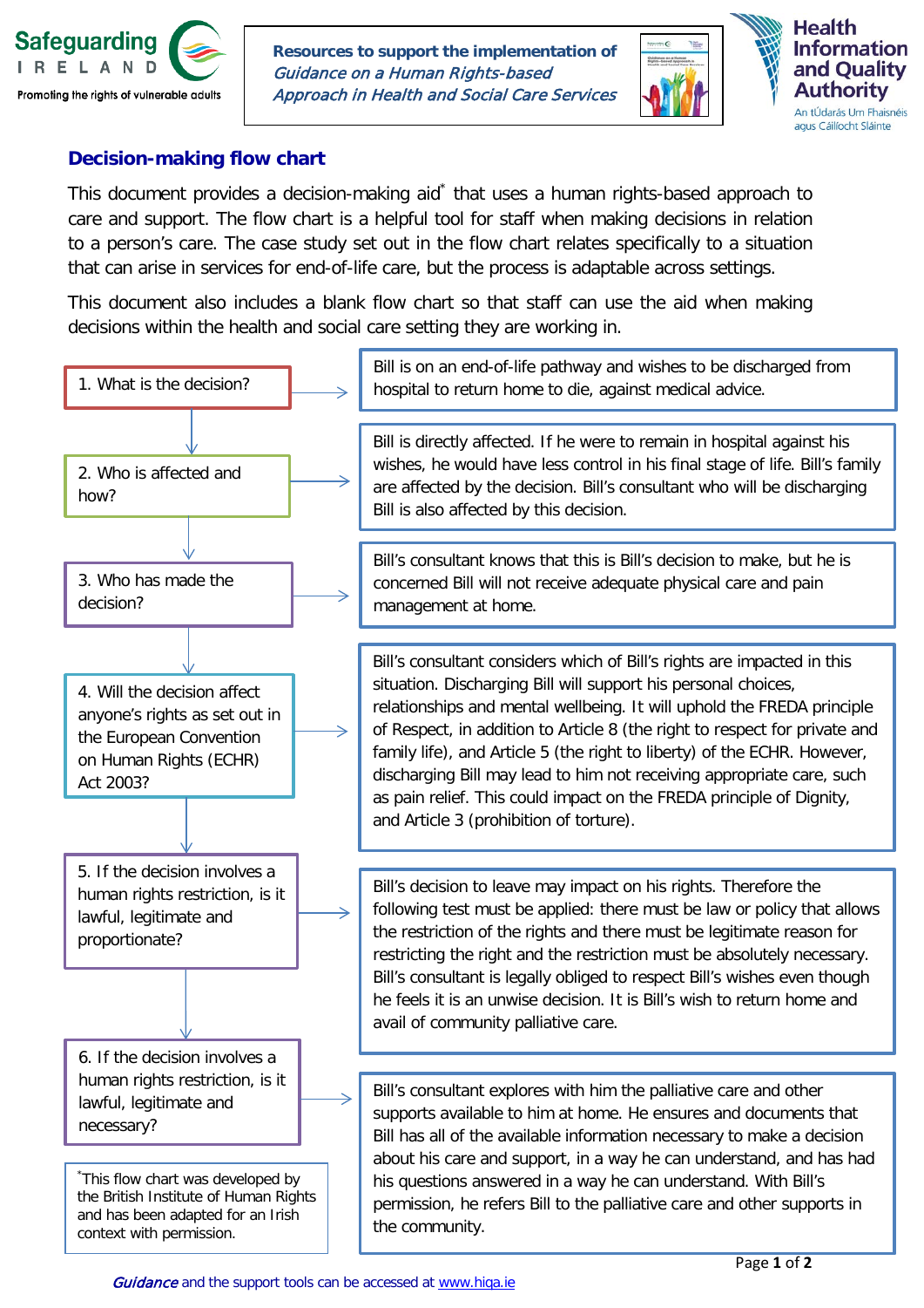Safeguarding IRELAND
Promoting the rights of vulnerable adults

Resources to support the implementation of *Guidance on a Human Rights-based Approach in Health and Social Care Services*

Health Information and Quality Authority
An tÚdarás Um Fhaisnéis agus Cáilíocht Sláinte

## Decision-making flow chart

This document provides a decision-making aid* that uses a human rights-based approach to care and support. The flow chart is a helpful tool for staff when making decisions in relation to a person's care. The case study set out in the flow chart relates specifically to a situation that can arise in services for end-of-life care, but the process is adaptable across settings.

This document also includes a blank flow chart so that staff can use the aid when making decisions within the health and social care setting they are working in.

| Question | Response |
|---|---|
| 1. What is the decision? | Bill is on an end-of-life pathway and wishes to be discharged from hospital to return home to die, against medical advice. |
| 2. Who is affected and how? | Bill is directly affected. If he were to remain in hospital against his wishes, he would have less control in his final stage of life. Bill's family are affected by the decision. Bill's consultant who will be discharging Bill is also affected by this decision. |
| 3. Who has made the decision? | Bill's consultant knows that this is Bill's decision to make, but he is concerned Bill will not receive adequate physical care and pain management at home. |
| 4. Will the decision affect anyone's rights as set out in the European Convention on Human Rights (ECHR) Act 2003? | Bill's consultant considers which of Bill's rights are impacted in this situation. Discharging Bill will support his personal choices, relationships and mental wellbeing. It will uphold the FREDA principle of Respect, in addition to Article 8 (the right to respect for private and family life), and Article 5 (the right to liberty) of the ECHR. However, discharging Bill may lead to him not receiving appropriate care, such as pain relief. This could impact on the FREDA principle of Dignity, and Article 3 (prohibition of torture). |
| 5. If the decision involves a human rights restriction, is it lawful, legitimate and proportionate? | Bill's decision to leave may impact on his rights. Therefore the following test must be applied: there must be law or policy that allows the restriction of the rights and there must be legitimate reason for restricting the right and the restriction must be absolutely necessary. Bill's consultant is legally obliged to respect Bill's wishes even though he feels it is an unwise decision. It is Bill's wish to return home and avail of community palliative care. |
| 6. If the decision involves a human rights restriction, is it lawful, legitimate and necessary? | Bill's consultant explores with him the palliative care and other supports available to him at home. He ensures and documents that Bill has all of the available information necessary to make a decision about his care and support, in a way he can understand, and has had his questions answered in a way he can understand. With Bill's permission, he refers Bill to the palliative care and other supports in the community. |

*This flow chart was developed by the British Institute of Human Rights and has been adapted for an Irish context with permission.

*Guidance* and the support tools can be accessed at www.hiqa.ie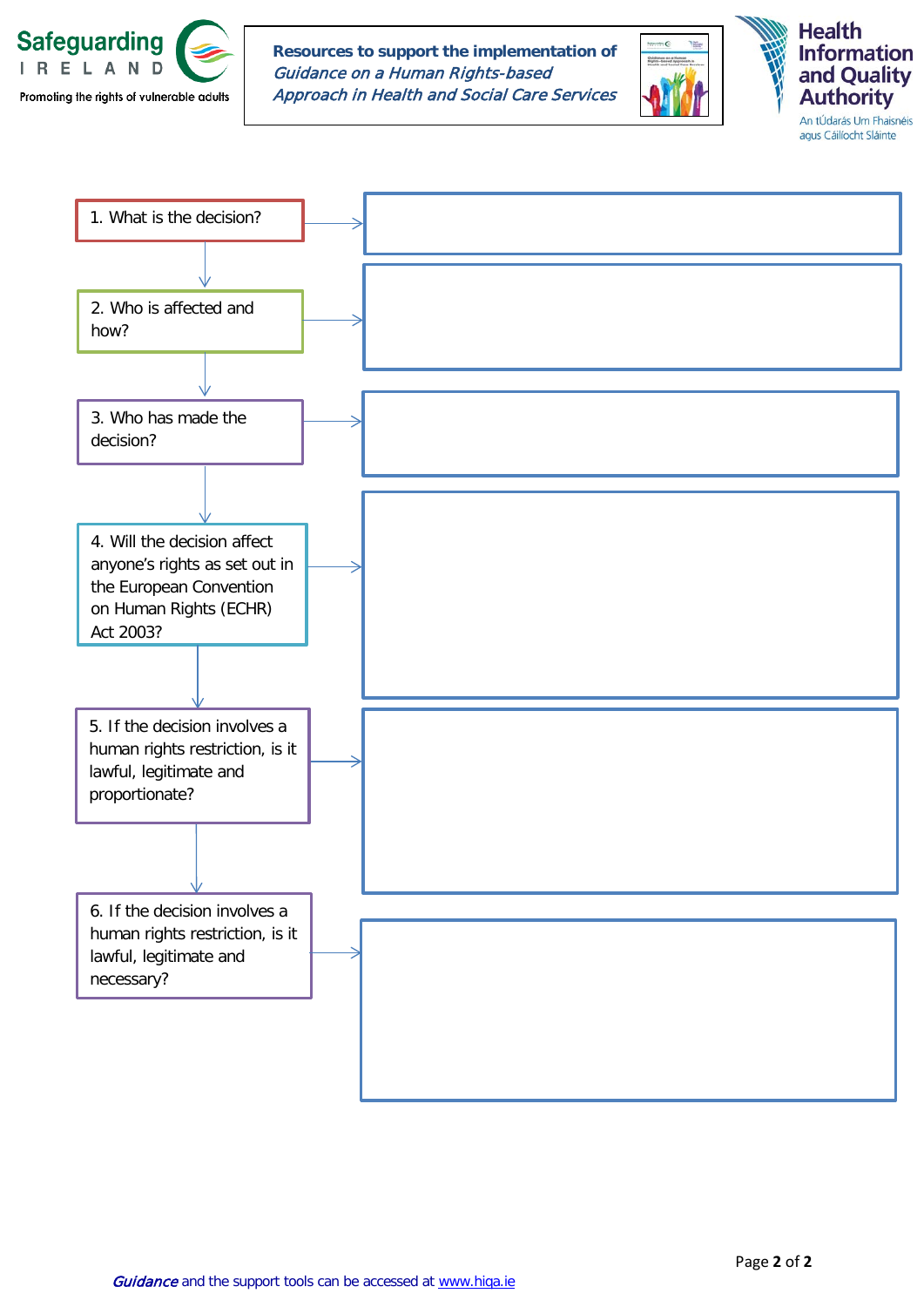Safeguarding IRELAND

Promoting the rights of vulnerable adults

**Resources to support the implementation of** ***Guidance on a Human Rights-based Approach in Health and Social Care Services***

Health Information and Quality Authority

An tÚdarás Um Fhaisnéis agus Cáilíocht Sláinte

1. What is the decision?

2. Who is affected and how?

3. Who has made the decision?

4. Will the decision affect anyone's rights as set out in the European Convention on Human Rights (ECHR) Act 2003?

5. If the decision involves a human rights restriction, is it lawful, legitimate and proportionate?

6. If the decision involves a human rights restriction, is it lawful, legitimate and necessary?

*Guidance* and the support tools can be accessed at www.hiqa.ie